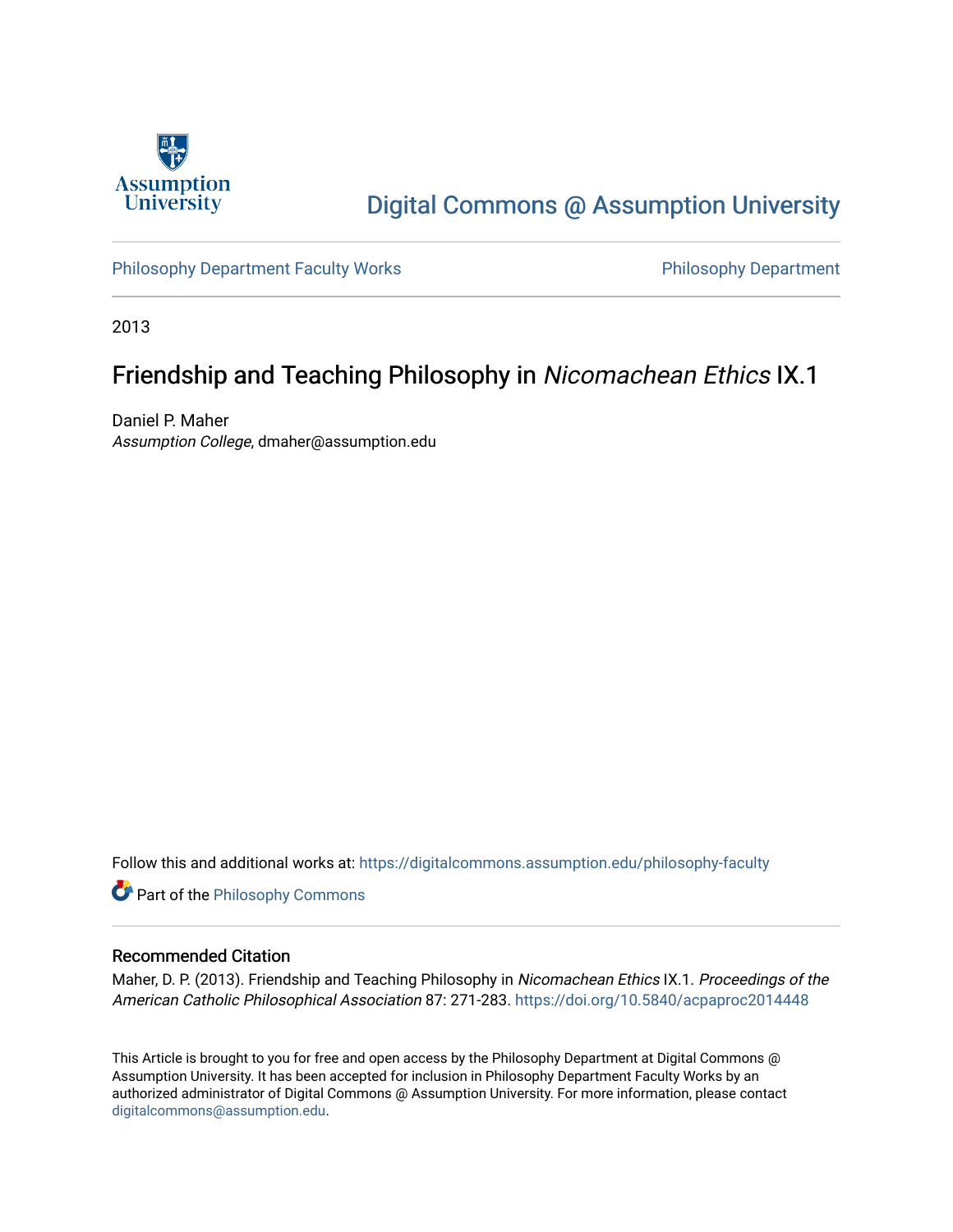Assumption University

Digital Commons @ Assumption University

Philosophy Department Faculty Works

Philosophy Department

2013

# Friendship and Teaching Philosophy in *Nicomachean Ethics* IX.1

Daniel P. Maher
*Assumption College*, dmaher@assumption.edu

Follow this and additional works at: https://digitalcommons.assumption.edu/philosophy-faculty

Part of the Philosophy Commons

## Recommended Citation

Maher, D. P. (2013). Friendship and Teaching Philosophy in *Nicomachean Ethics* IX.1. *Proceedings of the American Catholic Philosophical Association* 87: 271-283. https://doi.org/10.5840/acpaproc2014448

This Article is brought to you for free and open access by the Philosophy Department at Digital Commons @ Assumption University. It has been accepted for inclusion in Philosophy Department Faculty Works by an authorized administrator of Digital Commons @ Assumption University. For more information, please contact digitalcommons@assumption.edu.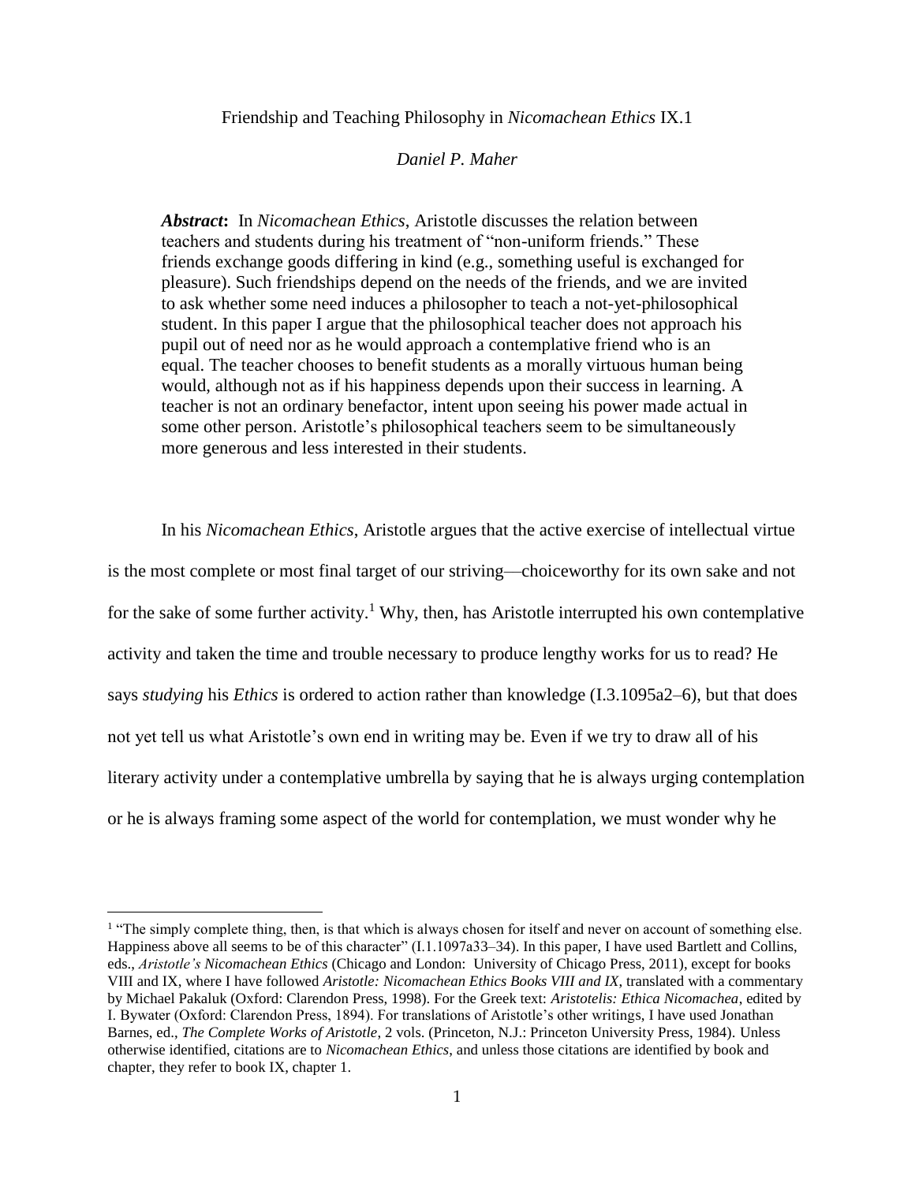Friendship and Teaching Philosophy in *Nicomachean Ethics* IX.1

*Daniel P. Maher*

> ***Abstract*:** In *Nicomachean Ethics*, Aristotle discusses the relation between teachers and students during his treatment of "non-uniform friends." These friends exchange goods differing in kind (e.g., something useful is exchanged for pleasure). Such friendships depend on the needs of the friends, and we are invited to ask whether some need induces a philosopher to teach a not-yet-philosophical student. In this paper I argue that the philosophical teacher does not approach his pupil out of need nor as he would approach a contemplative friend who is an equal. The teacher chooses to benefit students as a morally virtuous human being would, although not as if his happiness depends upon their success in learning. A teacher is not an ordinary benefactor, intent upon seeing his power made actual in some other person. Aristotle's philosophical teachers seem to be simultaneously more generous and less interested in their students.

In his *Nicomachean Ethics*, Aristotle argues that the active exercise of intellectual virtue is the most complete or most final target of our striving—choiceworthy for its own sake and not for the sake of some further activity.[1] Why, then, has Aristotle interrupted his own contemplative activity and taken the time and trouble necessary to produce lengthy works for us to read? He says *studying* his *Ethics* is ordered to action rather than knowledge (I.3.1095a2–6), but that does not yet tell us what Aristotle's own end in writing may be. Even if we try to draw all of his literary activity under a contemplative umbrella by saying that he is always urging contemplation or he is always framing some aspect of the world for contemplation, we must wonder why he

[1] "The simply complete thing, then, is that which is always chosen for itself and never on account of something else. Happiness above all seems to be of this character" (I.1.1097a33–34). In this paper, I have used Bartlett and Collins, eds., *Aristotle's Nicomachean Ethics* (Chicago and London: University of Chicago Press, 2011), except for books VIII and IX, where I have followed *Aristotle: Nicomachean Ethics Books VIII and IX*, translated with a commentary by Michael Pakaluk (Oxford: Clarendon Press, 1998). For the Greek text: *Aristotelis: Ethica Nicomachea*, edited by I. Bywater (Oxford: Clarendon Press, 1894). For translations of Aristotle's other writings, I have used Jonathan Barnes, ed., *The Complete Works of Aristotle*, 2 vols. (Princeton, N.J.: Princeton University Press, 1984). Unless otherwise identified, citations are to *Nicomachean Ethics*, and unless those citations are identified by book and chapter, they refer to book IX, chapter 1.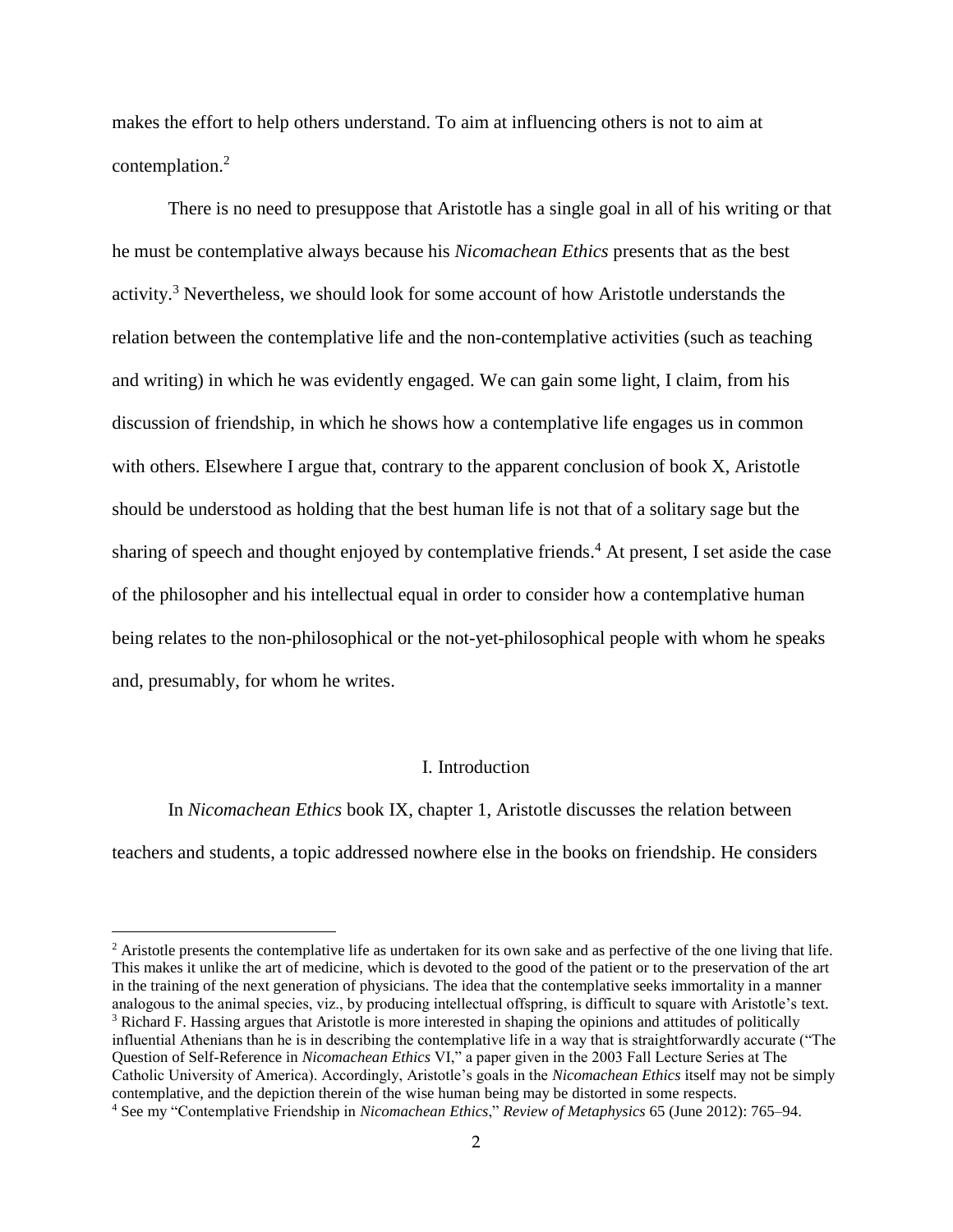makes the effort to help others understand. To aim at influencing others is not to aim at contemplation.[2]

There is no need to presuppose that Aristotle has a single goal in all of his writing or that he must be contemplative always because his *Nicomachean Ethics* presents that as the best activity.[3] Nevertheless, we should look for some account of how Aristotle understands the relation between the contemplative life and the non-contemplative activities (such as teaching and writing) in which he was evidently engaged. We can gain some light, I claim, from his discussion of friendship, in which he shows how a contemplative life engages us in common with others. Elsewhere I argue that, contrary to the apparent conclusion of book X, Aristotle should be understood as holding that the best human life is not that of a solitary sage but the sharing of speech and thought enjoyed by contemplative friends.[4] At present, I set aside the case of the philosopher and his intellectual equal in order to consider how a contemplative human being relates to the non-philosophical or the not-yet-philosophical people with whom he speaks and, presumably, for whom he writes.

## I. Introduction

In *Nicomachean Ethics* book IX, chapter 1, Aristotle discusses the relation between teachers and students, a topic addressed nowhere else in the books on friendship. He considers

---

[2] Aristotle presents the contemplative life as undertaken for its own sake and as perfective of the one living that life. This makes it unlike the art of medicine, which is devoted to the good of the patient or to the preservation of the art in the training of the next generation of physicians. The idea that the contemplative seeks immortality in a manner analogous to the animal species, viz., by producing intellectual offspring, is difficult to square with Aristotle's text.

[3] Richard F. Hassing argues that Aristotle is more interested in shaping the opinions and attitudes of politically influential Athenians than he is in describing the contemplative life in a way that is straightforwardly accurate ("The Question of Self-Reference in *Nicomachean Ethics* VI," a paper given in the 2003 Fall Lecture Series at The Catholic University of America). Accordingly, Aristotle's goals in the *Nicomachean Ethics* itself may not be simply contemplative, and the depiction therein of the wise human being may be distorted in some respects.

[4] See my "Contemplative Friendship in *Nicomachean Ethics*," *Review of Metaphysics* 65 (June 2012): 765–94.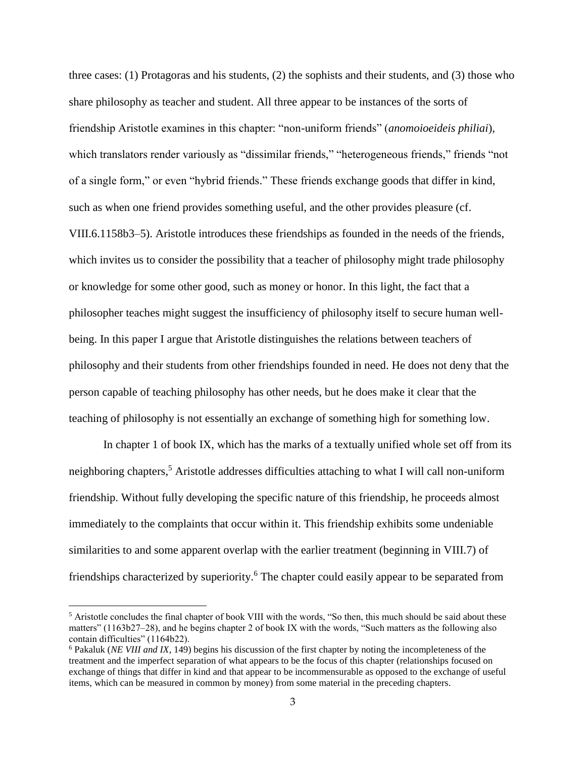three cases: (1) Protagoras and his students, (2) the sophists and their students, and (3) those who share philosophy as teacher and student. All three appear to be instances of the sorts of friendship Aristotle examines in this chapter: "non-uniform friends" (*anomoioeideis philiai*), which translators render variously as "dissimilar friends," "heterogeneous friends," friends "not of a single form," or even "hybrid friends." These friends exchange goods that differ in kind, such as when one friend provides something useful, and the other provides pleasure (cf. VIII.6.1158b3–5). Aristotle introduces these friendships as founded in the needs of the friends, which invites us to consider the possibility that a teacher of philosophy might trade philosophy or knowledge for some other good, such as money or honor. In this light, the fact that a philosopher teaches might suggest the insufficiency of philosophy itself to secure human well-being. In this paper I argue that Aristotle distinguishes the relations between teachers of philosophy and their students from other friendships founded in need. He does not deny that the person capable of teaching philosophy has other needs, but he does make it clear that the teaching of philosophy is not essentially an exchange of something high for something low.

In chapter 1 of book IX, which has the marks of a textually unified whole set off from its neighboring chapters,[5] Aristotle addresses difficulties attaching to what I will call non-uniform friendship. Without fully developing the specific nature of this friendship, he proceeds almost immediately to the complaints that occur within it. This friendship exhibits some undeniable similarities to and some apparent overlap with the earlier treatment (beginning in VIII.7) of friendships characterized by superiority.[6] The chapter could easily appear to be separated from

[5] Aristotle concludes the final chapter of book VIII with the words, "So then, this much should be said about these matters" (1163b27–28), and he begins chapter 2 of book IX with the words, "Such matters as the following also contain difficulties" (1164b22).

[6] Pakaluk (*NE VIII and IX*, 149) begins his discussion of the first chapter by noting the incompleteness of the treatment and the imperfect separation of what appears to be the focus of this chapter (relationships focused on exchange of things that differ in kind and that appear to be incommensurable as opposed to the exchange of useful items, which can be measured in common by money) from some material in the preceding chapters.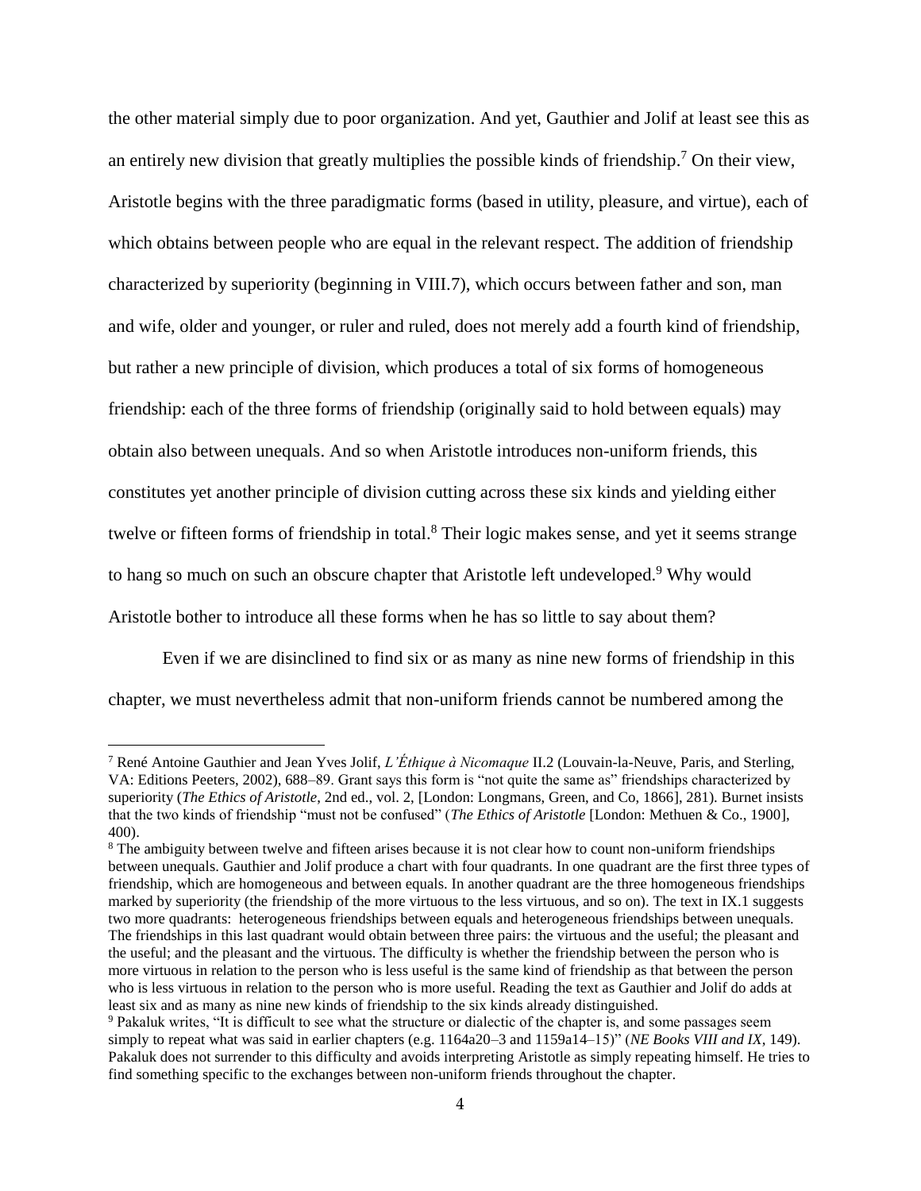the other material simply due to poor organization. And yet, Gauthier and Jolif at least see this as an entirely new division that greatly multiplies the possible kinds of friendship.[7] On their view, Aristotle begins with the three paradigmatic forms (based in utility, pleasure, and virtue), each of which obtains between people who are equal in the relevant respect. The addition of friendship characterized by superiority (beginning in VIII.7), which occurs between father and son, man and wife, older and younger, or ruler and ruled, does not merely add a fourth kind of friendship, but rather a new principle of division, which produces a total of six forms of homogeneous friendship: each of the three forms of friendship (originally said to hold between equals) may obtain also between unequals. And so when Aristotle introduces non-uniform friends, this constitutes yet another principle of division cutting across these six kinds and yielding either twelve or fifteen forms of friendship in total.[8] Their logic makes sense, and yet it seems strange to hang so much on such an obscure chapter that Aristotle left undeveloped.[9] Why would Aristotle bother to introduce all these forms when he has so little to say about them?

Even if we are disinclined to find six or as many as nine new forms of friendship in this chapter, we must nevertheless admit that non-uniform friends cannot be numbered among the

---

[7] René Antoine Gauthier and Jean Yves Jolif, *L'Éthique à Nicomaque* II.2 (Louvain-la-Neuve, Paris, and Sterling, VA: Editions Peeters, 2002), 688–89. Grant says this form is "not quite the same as" friendships characterized by superiority (*The Ethics of Aristotle*, 2nd ed., vol. 2, [London: Longmans, Green, and Co, 1866], 281). Burnet insists that the two kinds of friendship "must not be confused" (*The Ethics of Aristotle* [London: Methuen & Co., 1900], 400).

[8] The ambiguity between twelve and fifteen arises because it is not clear how to count non-uniform friendships between unequals. Gauthier and Jolif produce a chart with four quadrants. In one quadrant are the first three types of friendship, which are homogeneous and between equals. In another quadrant are the three homogeneous friendships marked by superiority (the friendship of the more virtuous to the less virtuous, and so on). The text in IX.1 suggests two more quadrants: heterogeneous friendships between equals and heterogeneous friendships between unequals. The friendships in this last quadrant would obtain between three pairs: the virtuous and the useful; the pleasant and the useful; and the pleasant and the virtuous. The difficulty is whether the friendship between the person who is more virtuous in relation to the person who is less useful is the same kind of friendship as that between the person who is less virtuous in relation to the person who is more useful. Reading the text as Gauthier and Jolif do adds at least six and as many as nine new kinds of friendship to the six kinds already distinguished.

[9] Pakaluk writes, "It is difficult to see what the structure or dialectic of the chapter is, and some passages seem simply to repeat what was said in earlier chapters (e.g. 1164a20–3 and 1159a14–15)" (*NE Books VIII and IX*, 149). Pakaluk does not surrender to this difficulty and avoids interpreting Aristotle as simply repeating himself. He tries to find something specific to the exchanges between non-uniform friends throughout the chapter.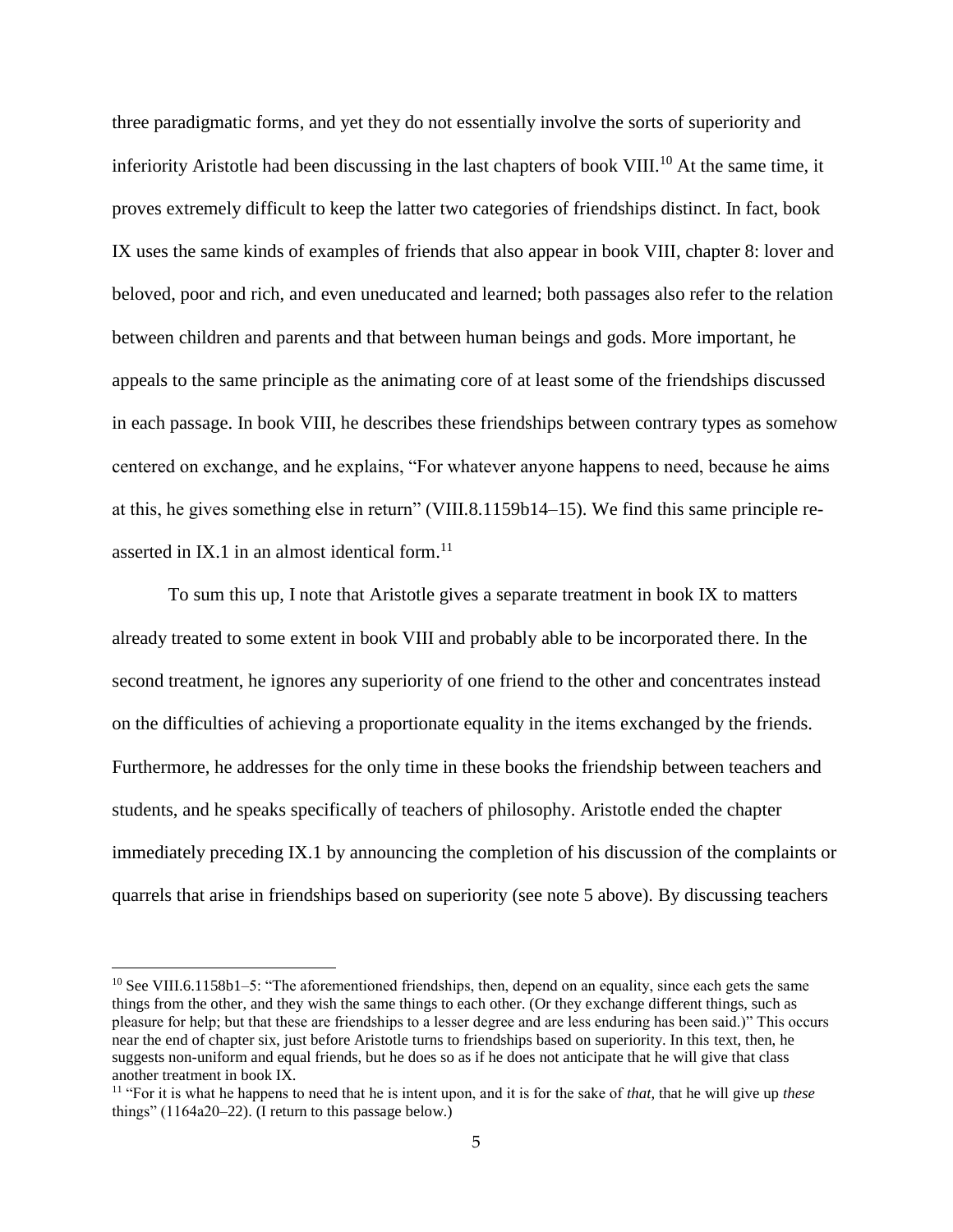three paradigmatic forms, and yet they do not essentially involve the sorts of superiority and inferiority Aristotle had been discussing in the last chapters of book VIII.[10] At the same time, it proves extremely difficult to keep the latter two categories of friendships distinct. In fact, book IX uses the same kinds of examples of friends that also appear in book VIII, chapter 8: lover and beloved, poor and rich, and even uneducated and learned; both passages also refer to the relation between children and parents and that between human beings and gods. More important, he appeals to the same principle as the animating core of at least some of the friendships discussed in each passage. In book VIII, he describes these friendships between contrary types as somehow centered on exchange, and he explains, "For whatever anyone happens to need, because he aims at this, he gives something else in return" (VIII.8.1159b14–15). We find this same principle re-asserted in IX.1 in an almost identical form.[11]

To sum this up, I note that Aristotle gives a separate treatment in book IX to matters already treated to some extent in book VIII and probably able to be incorporated there. In the second treatment, he ignores any superiority of one friend to the other and concentrates instead on the difficulties of achieving a proportionate equality in the items exchanged by the friends. Furthermore, he addresses for the only time in these books the friendship between teachers and students, and he speaks specifically of teachers of philosophy. Aristotle ended the chapter immediately preceding IX.1 by announcing the completion of his discussion of the complaints or quarrels that arise in friendships based on superiority (see note 5 above). By discussing teachers

---

[10] See VIII.6.1158b1–5: "The aforementioned friendships, then, depend on an equality, since each gets the same things from the other, and they wish the same things to each other. (Or they exchange different things, such as pleasure for help; but that these are friendships to a lesser degree and are less enduring has been said.)" This occurs near the end of chapter six, just before Aristotle turns to friendships based on superiority. In this text, then, he suggests non-uniform and equal friends, but he does so as if he does not anticipate that he will give that class another treatment in book IX.

[11] "For it is what he happens to need that he is intent upon, and it is for the sake of *that*, that he will give up *these* things" (1164a20–22). (I return to this passage below.)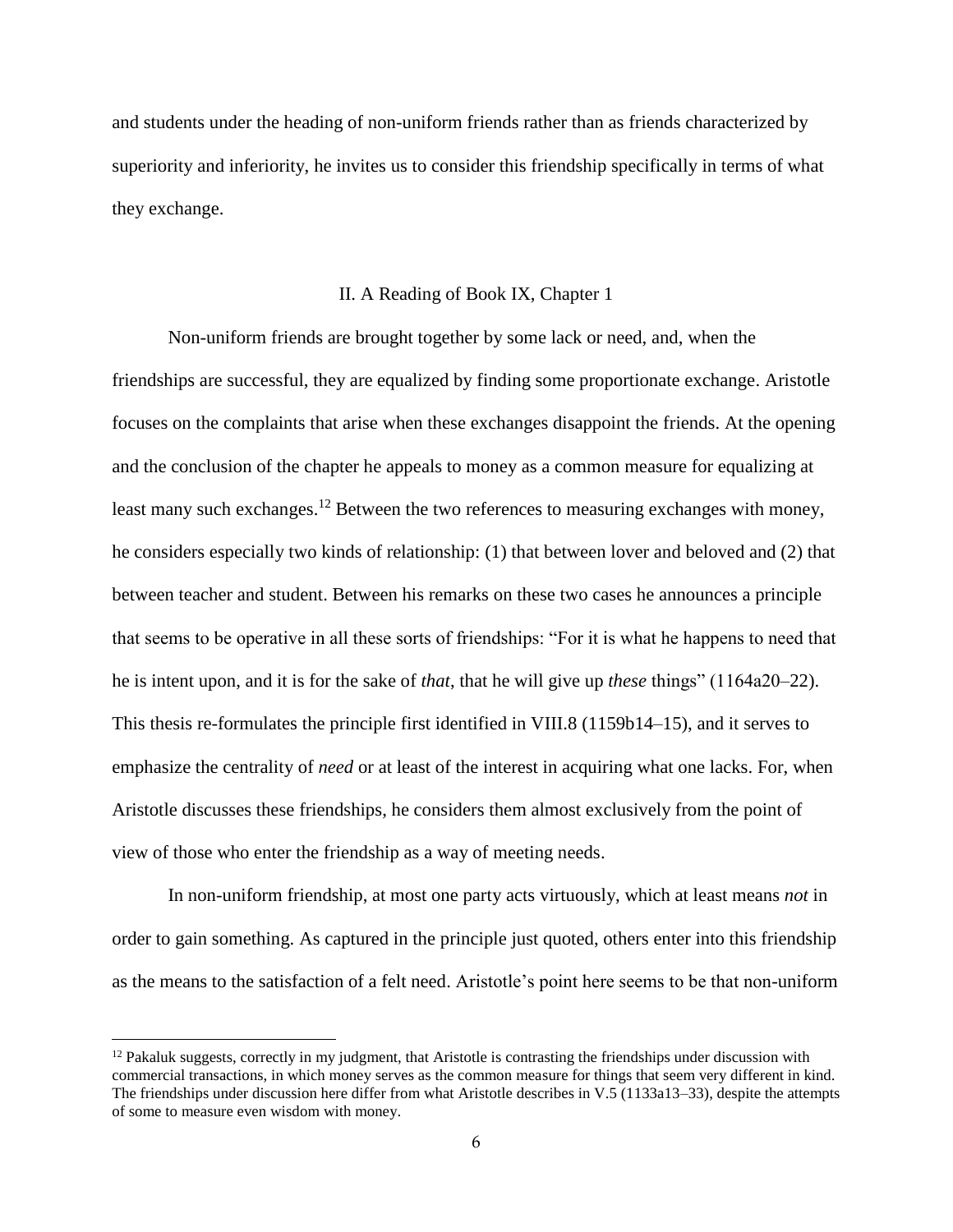and students under the heading of non-uniform friends rather than as friends characterized by superiority and inferiority, he invites us to consider this friendship specifically in terms of what they exchange.

## II. A Reading of Book IX, Chapter 1

Non-uniform friends are brought together by some lack or need, and, when the friendships are successful, they are equalized by finding some proportionate exchange. Aristotle focuses on the complaints that arise when these exchanges disappoint the friends. At the opening and the conclusion of the chapter he appeals to money as a common measure for equalizing at least many such exchanges.[12] Between the two references to measuring exchanges with money, he considers especially two kinds of relationship: (1) that between lover and beloved and (2) that between teacher and student. Between his remarks on these two cases he announces a principle that seems to be operative in all these sorts of friendships: "For it is what he happens to need that he is intent upon, and it is for the sake of *that*, that he will give up *these* things" (1164a20–22). This thesis re-formulates the principle first identified in VIII.8 (1159b14–15), and it serves to emphasize the centrality of *need* or at least of the interest in acquiring what one lacks. For, when Aristotle discusses these friendships, he considers them almost exclusively from the point of view of those who enter the friendship as a way of meeting needs.

In non-uniform friendship, at most one party acts virtuously, which at least means *not* in order to gain something. As captured in the principle just quoted, others enter into this friendship as the means to the satisfaction of a felt need. Aristotle's point here seems to be that non-uniform

[12] Pakaluk suggests, correctly in my judgment, that Aristotle is contrasting the friendships under discussion with commercial transactions, in which money serves as the common measure for things that seem very different in kind. The friendships under discussion here differ from what Aristotle describes in V.5 (1133a13–33), despite the attempts of some to measure even wisdom with money.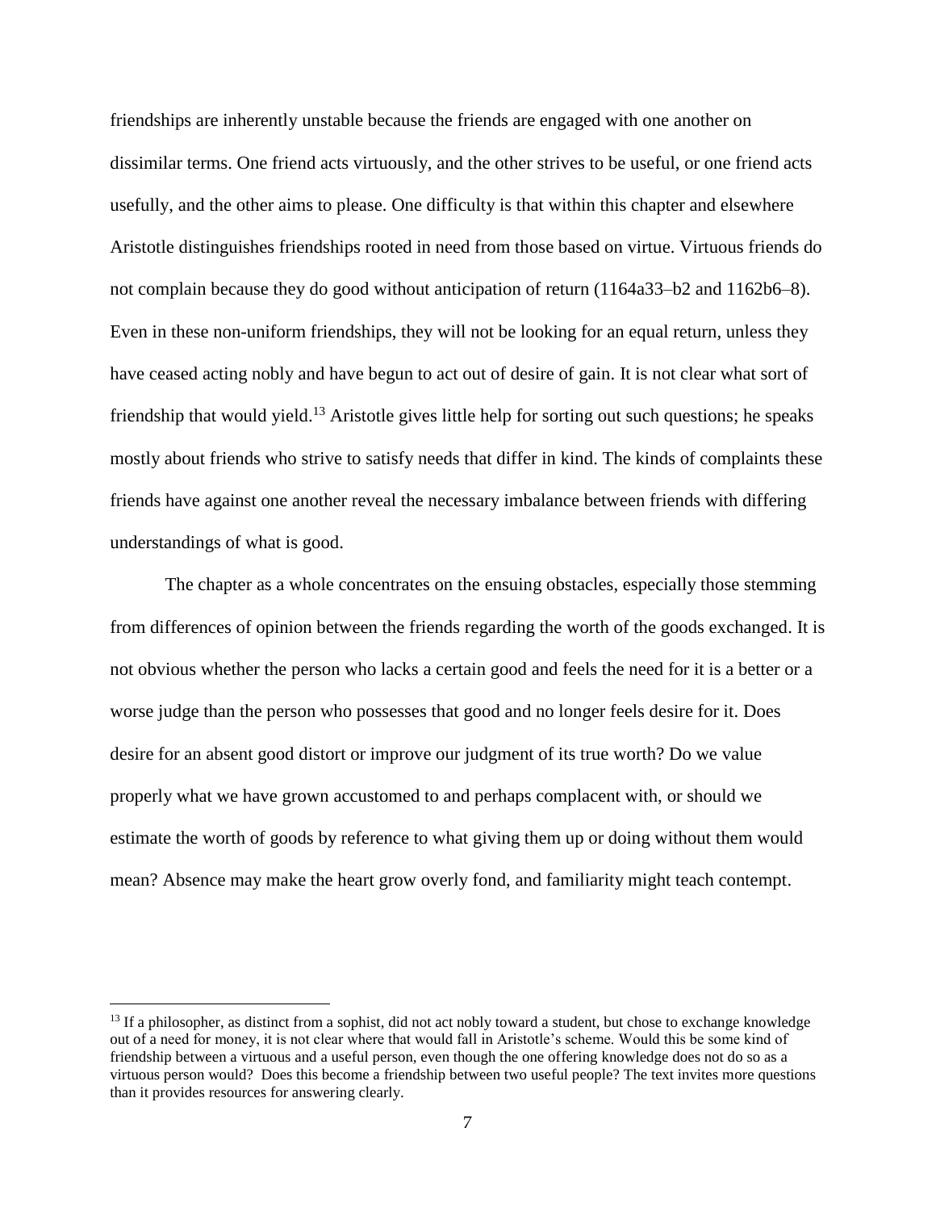friendships are inherently unstable because the friends are engaged with one another on dissimilar terms. One friend acts virtuously, and the other strives to be useful, or one friend acts usefully, and the other aims to please. One difficulty is that within this chapter and elsewhere Aristotle distinguishes friendships rooted in need from those based on virtue. Virtuous friends do not complain because they do good without anticipation of return (1164a33–b2 and 1162b6–8). Even in these non-uniform friendships, they will not be looking for an equal return, unless they have ceased acting nobly and have begun to act out of desire of gain. It is not clear what sort of friendship that would yield.[13] Aristotle gives little help for sorting out such questions; he speaks mostly about friends who strive to satisfy needs that differ in kind. The kinds of complaints these friends have against one another reveal the necessary imbalance between friends with differing understandings of what is good.

The chapter as a whole concentrates on the ensuing obstacles, especially those stemming from differences of opinion between the friends regarding the worth of the goods exchanged. It is not obvious whether the person who lacks a certain good and feels the need for it is a better or a worse judge than the person who possesses that good and no longer feels desire for it. Does desire for an absent good distort or improve our judgment of its true worth? Do we value properly what we have grown accustomed to and perhaps complacent with, or should we estimate the worth of goods by reference to what giving them up or doing without them would mean? Absence may make the heart grow overly fond, and familiarity might teach contempt.

---

[13] If a philosopher, as distinct from a sophist, did not act nobly toward a student, but chose to exchange knowledge out of a need for money, it is not clear where that would fall in Aristotle's scheme. Would this be some kind of friendship between a virtuous and a useful person, even though the one offering knowledge does not do so as a virtuous person would? Does this become a friendship between two useful people? The text invites more questions than it provides resources for answering clearly.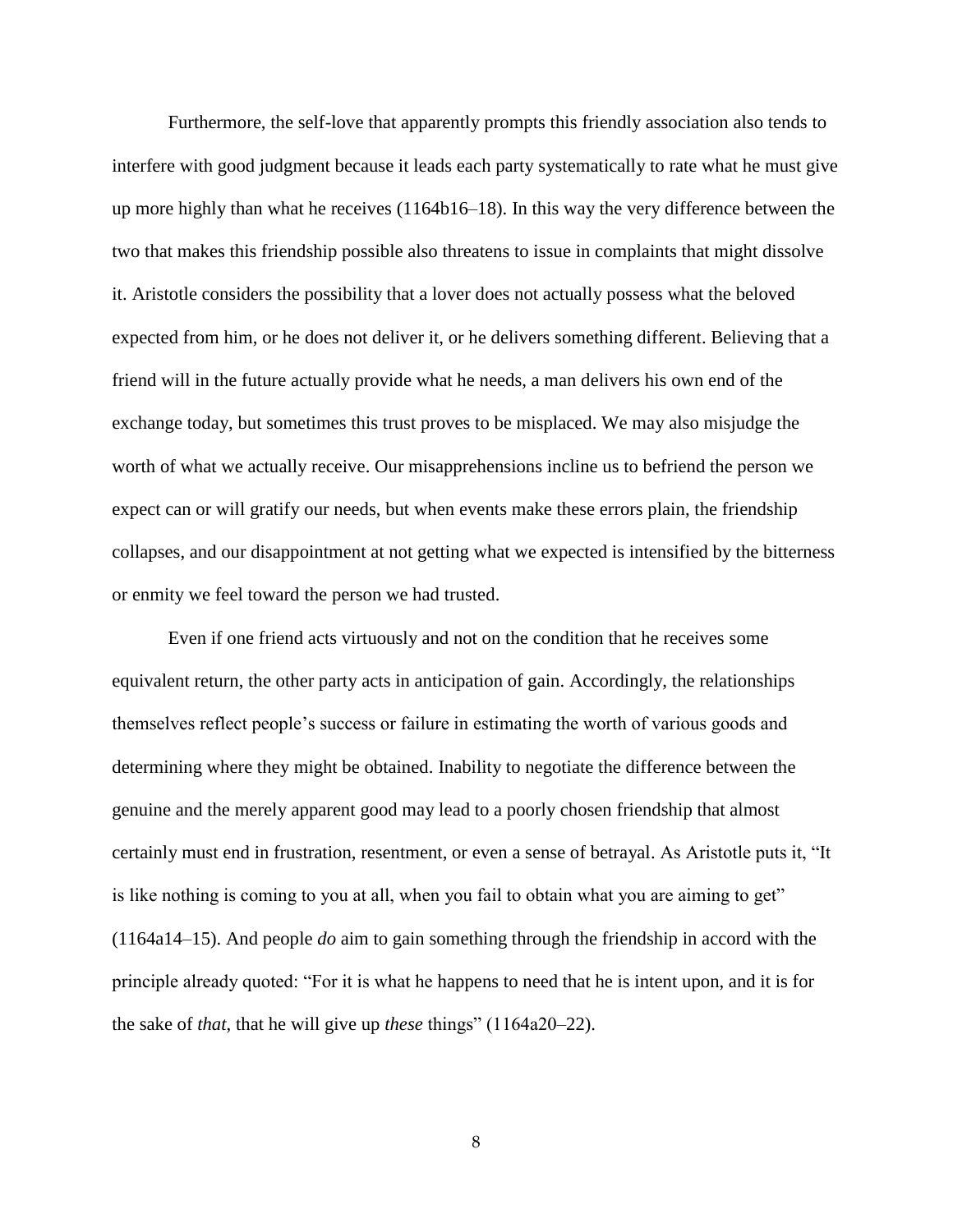Furthermore, the self-love that apparently prompts this friendly association also tends to interfere with good judgment because it leads each party systematically to rate what he must give up more highly than what he receives (1164b16–18). In this way the very difference between the two that makes this friendship possible also threatens to issue in complaints that might dissolve it. Aristotle considers the possibility that a lover does not actually possess what the beloved expected from him, or he does not deliver it, or he delivers something different. Believing that a friend will in the future actually provide what he needs, a man delivers his own end of the exchange today, but sometimes this trust proves to be misplaced. We may also misjudge the worth of what we actually receive. Our misapprehensions incline us to befriend the person we expect can or will gratify our needs, but when events make these errors plain, the friendship collapses, and our disappointment at not getting what we expected is intensified by the bitterness or enmity we feel toward the person we had trusted.

Even if one friend acts virtuously and not on the condition that he receives some equivalent return, the other party acts in anticipation of gain. Accordingly, the relationships themselves reflect people's success or failure in estimating the worth of various goods and determining where they might be obtained. Inability to negotiate the difference between the genuine and the merely apparent good may lead to a poorly chosen friendship that almost certainly must end in frustration, resentment, or even a sense of betrayal. As Aristotle puts it, "It is like nothing is coming to you at all, when you fail to obtain what you are aiming to get" (1164a14–15). And people *do* aim to gain something through the friendship in accord with the principle already quoted: "For it is what he happens to need that he is intent upon, and it is for the sake of *that*, that he will give up *these* things" (1164a20–22).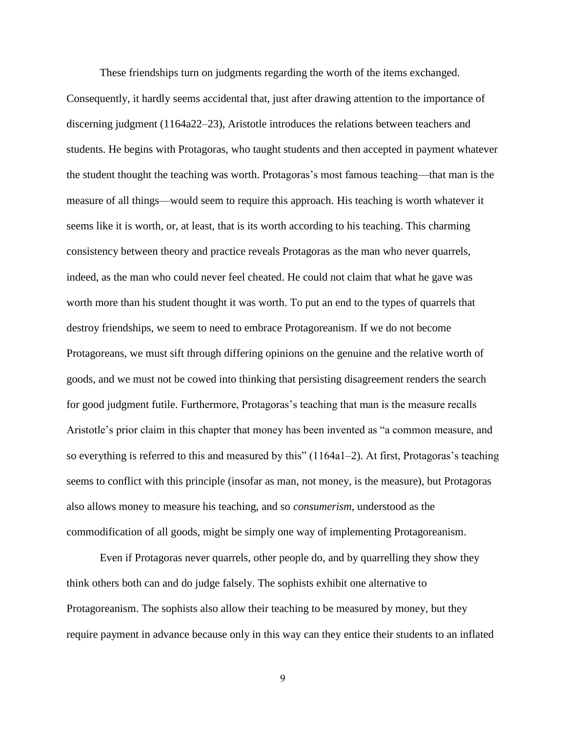These friendships turn on judgments regarding the worth of the items exchanged. Consequently, it hardly seems accidental that, just after drawing attention to the importance of discerning judgment (1164a22–23), Aristotle introduces the relations between teachers and students. He begins with Protagoras, who taught students and then accepted in payment whatever the student thought the teaching was worth. Protagoras's most famous teaching—that man is the measure of all things—would seem to require this approach. His teaching is worth whatever it seems like it is worth, or, at least, that is its worth according to his teaching. This charming consistency between theory and practice reveals Protagoras as the man who never quarrels, indeed, as the man who could never feel cheated. He could not claim that what he gave was worth more than his student thought it was worth. To put an end to the types of quarrels that destroy friendships, we seem to need to embrace Protagoreanism. If we do not become Protagoreans, we must sift through differing opinions on the genuine and the relative worth of goods, and we must not be cowed into thinking that persisting disagreement renders the search for good judgment futile. Furthermore, Protagoras's teaching that man is the measure recalls Aristotle's prior claim in this chapter that money has been invented as "a common measure, and so everything is referred to this and measured by this" (1164a1–2). At first, Protagoras's teaching seems to conflict with this principle (insofar as man, not money, is the measure), but Protagoras also allows money to measure his teaching, and so *consumerism*, understood as the commodification of all goods, might be simply one way of implementing Protagoreanism.

Even if Protagoras never quarrels, other people do, and by quarrelling they show they think others both can and do judge falsely. The sophists exhibit one alternative to Protagoreanism. The sophists also allow their teaching to be measured by money, but they require payment in advance because only in this way can they entice their students to an inflated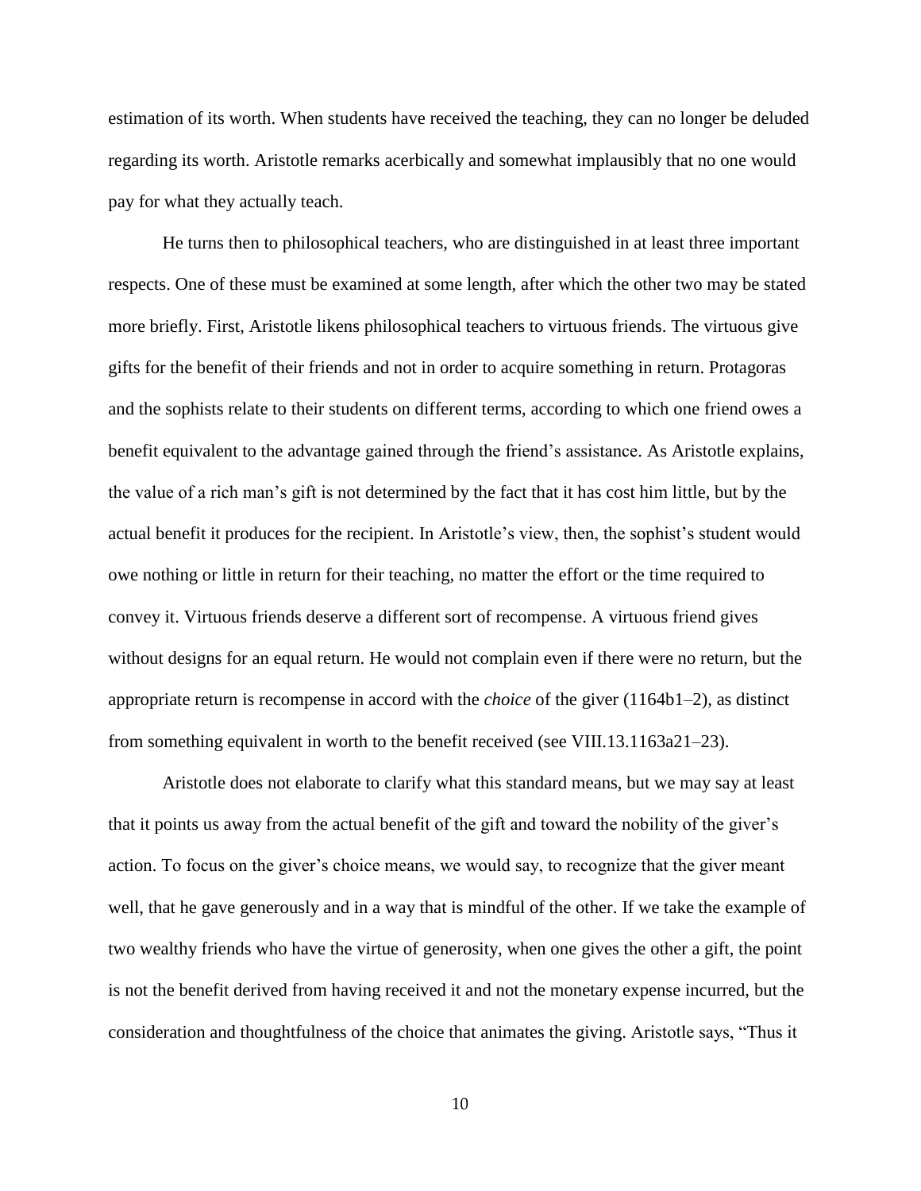estimation of its worth. When students have received the teaching, they can no longer be deluded regarding its worth. Aristotle remarks acerbically and somewhat implausibly that no one would pay for what they actually teach.

He turns then to philosophical teachers, who are distinguished in at least three important respects. One of these must be examined at some length, after which the other two may be stated more briefly. First, Aristotle likens philosophical teachers to virtuous friends. The virtuous give gifts for the benefit of their friends and not in order to acquire something in return. Protagoras and the sophists relate to their students on different terms, according to which one friend owes a benefit equivalent to the advantage gained through the friend's assistance. As Aristotle explains, the value of a rich man's gift is not determined by the fact that it has cost him little, but by the actual benefit it produces for the recipient. In Aristotle's view, then, the sophist's student would owe nothing or little in return for their teaching, no matter the effort or the time required to convey it. Virtuous friends deserve a different sort of recompense. A virtuous friend gives without designs for an equal return. He would not complain even if there were no return, but the appropriate return is recompense in accord with the *choice* of the giver (1164b1–2), as distinct from something equivalent in worth to the benefit received (see VIII.13.1163a21–23).

Aristotle does not elaborate to clarify what this standard means, but we may say at least that it points us away from the actual benefit of the gift and toward the nobility of the giver's action. To focus on the giver's choice means, we would say, to recognize that the giver meant well, that he gave generously and in a way that is mindful of the other. If we take the example of two wealthy friends who have the virtue of generosity, when one gives the other a gift, the point is not the benefit derived from having received it and not the monetary expense incurred, but the consideration and thoughtfulness of the choice that animates the giving. Aristotle says, "Thus it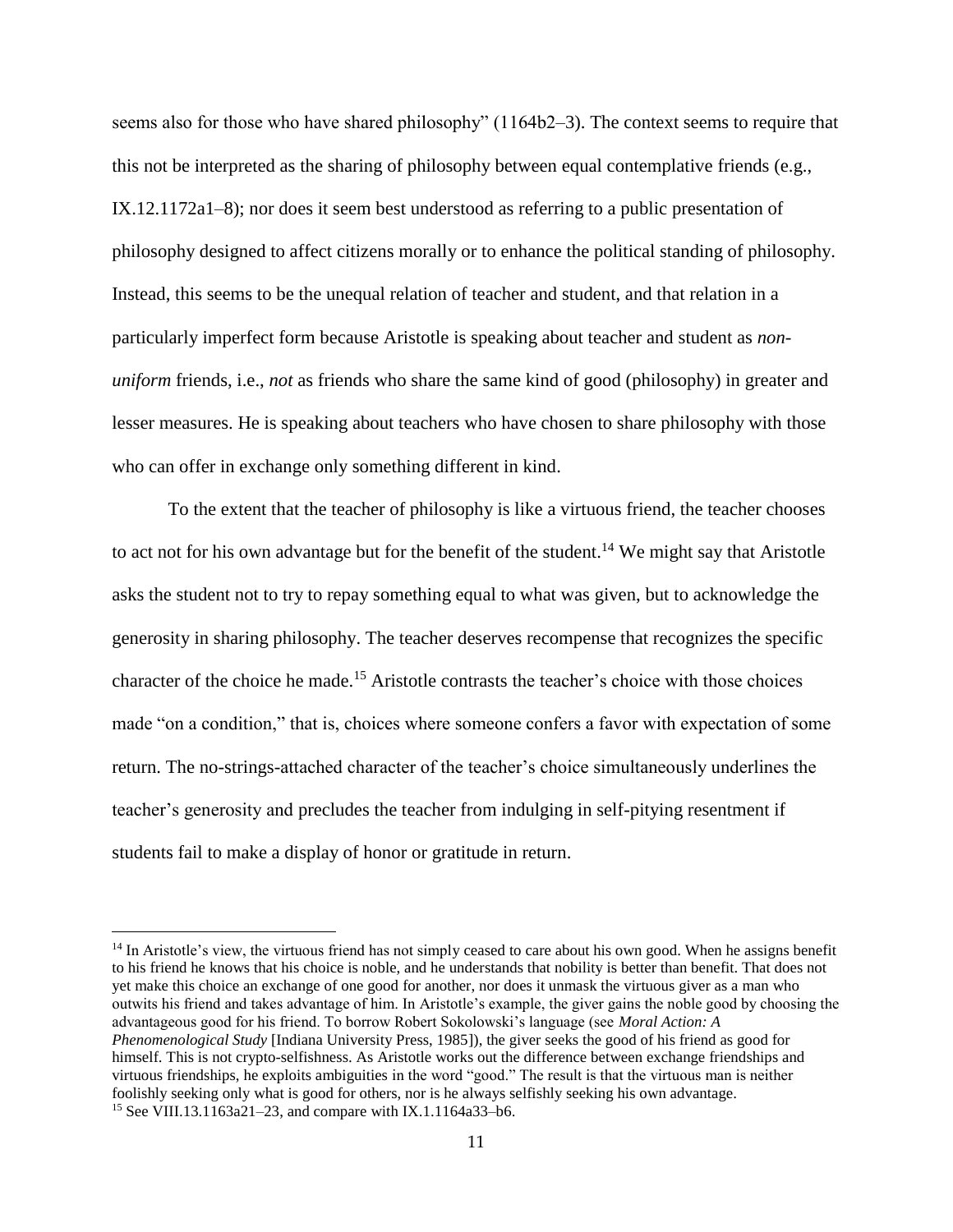seems also for those who have shared philosophy" (1164b2–3). The context seems to require that this not be interpreted as the sharing of philosophy between equal contemplative friends (e.g., IX.12.1172a1–8); nor does it seem best understood as referring to a public presentation of philosophy designed to affect citizens morally or to enhance the political standing of philosophy. Instead, this seems to be the unequal relation of teacher and student, and that relation in a particularly imperfect form because Aristotle is speaking about teacher and student as *non-uniform* friends, i.e., *not* as friends who share the same kind of good (philosophy) in greater and lesser measures. He is speaking about teachers who have chosen to share philosophy with those who can offer in exchange only something different in kind.

To the extent that the teacher of philosophy is like a virtuous friend, the teacher chooses to act not for his own advantage but for the benefit of the student.[14] We might say that Aristotle asks the student not to try to repay something equal to what was given, but to acknowledge the generosity in sharing philosophy. The teacher deserves recompense that recognizes the specific character of the choice he made.[15] Aristotle contrasts the teacher's choice with those choices made "on a condition," that is, choices where someone confers a favor with expectation of some return. The no-strings-attached character of the teacher's choice simultaneously underlines the teacher's generosity and precludes the teacher from indulging in self-pitying resentment if students fail to make a display of honor or gratitude in return.

---

[14] In Aristotle's view, the virtuous friend has not simply ceased to care about his own good. When he assigns benefit to his friend he knows that his choice is noble, and he understands that nobility is better than benefit. That does not yet make this choice an exchange of one good for another, nor does it unmask the virtuous giver as a man who outwits his friend and takes advantage of him. In Aristotle's example, the giver gains the noble good by choosing the advantageous good for his friend. To borrow Robert Sokolowski's language (see *Moral Action: A Phenomenological Study* [Indiana University Press, 1985]), the giver seeks the good of his friend as good for himself. This is not crypto-selfishness. As Aristotle works out the difference between exchange friendships and virtuous friendships, he exploits ambiguities in the word "good." The result is that the virtuous man is neither foolishly seeking only what is good for others, nor is he always selfishly seeking his own advantage.

[15] See VIII.13.1163a21–23, and compare with IX.1.1164a33–b6.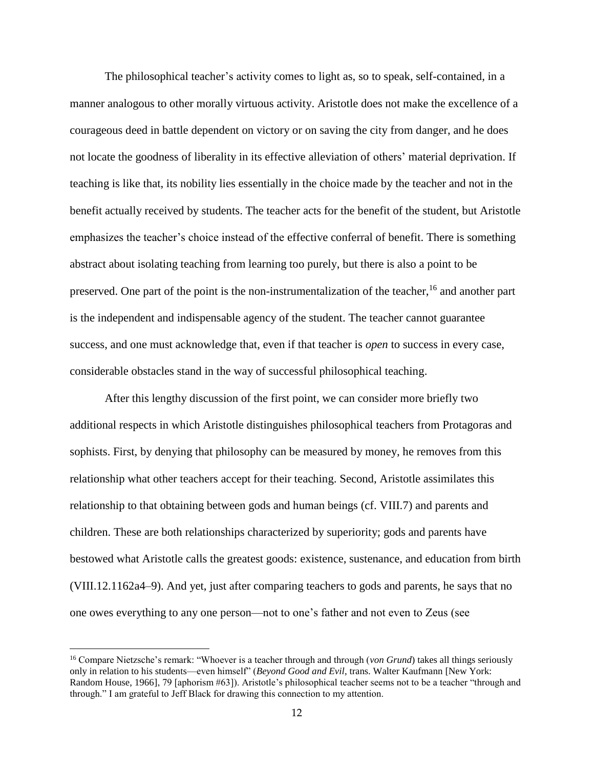The philosophical teacher's activity comes to light as, so to speak, self-contained, in a manner analogous to other morally virtuous activity. Aristotle does not make the excellence of a courageous deed in battle dependent on victory or on saving the city from danger, and he does not locate the goodness of liberality in its effective alleviation of others' material deprivation. If teaching is like that, its nobility lies essentially in the choice made by the teacher and not in the benefit actually received by students. The teacher acts for the benefit of the student, but Aristotle emphasizes the teacher's choice instead of the effective conferral of benefit. There is something abstract about isolating teaching from learning too purely, but there is also a point to be preserved. One part of the point is the non-instrumentalization of the teacher,[16] and another part is the independent and indispensable agency of the student. The teacher cannot guarantee success, and one must acknowledge that, even if that teacher is *open* to success in every case, considerable obstacles stand in the way of successful philosophical teaching.

After this lengthy discussion of the first point, we can consider more briefly two additional respects in which Aristotle distinguishes philosophical teachers from Protagoras and sophists. First, by denying that philosophy can be measured by money, he removes from this relationship what other teachers accept for their teaching. Second, Aristotle assimilates this relationship to that obtaining between gods and human beings (cf. VIII.7) and parents and children. These are both relationships characterized by superiority; gods and parents have bestowed what Aristotle calls the greatest goods: existence, sustenance, and education from birth (VIII.12.1162a4–9). And yet, just after comparing teachers to gods and parents, he says that no one owes everything to any one person—not to one's father and not even to Zeus (see

---

[16] Compare Nietzsche's remark: "Whoever is a teacher through and through (*von Grund*) takes all things seriously only in relation to his students—even himself" (*Beyond Good and Evil*, trans. Walter Kaufmann [New York: Random House, 1966], 79 [aphorism #63]). Aristotle's philosophical teacher seems not to be a teacher "through and through." I am grateful to Jeff Black for drawing this connection to my attention.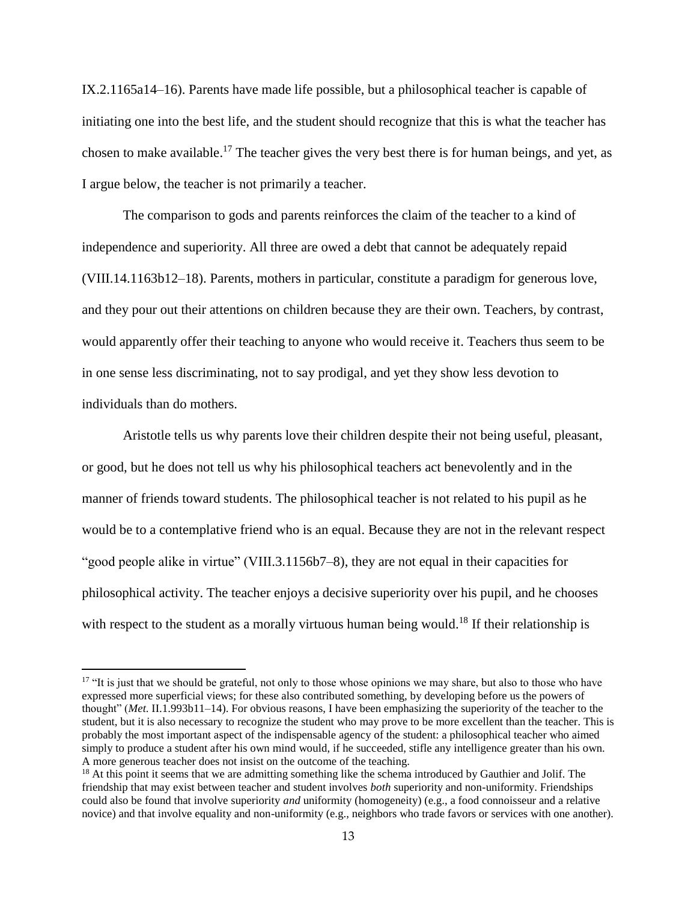IX.2.1165a14–16). Parents have made life possible, but a philosophical teacher is capable of initiating one into the best life, and the student should recognize that this is what the teacher has chosen to make available.[17] The teacher gives the very best there is for human beings, and yet, as I argue below, the teacher is not primarily a teacher.

The comparison to gods and parents reinforces the claim of the teacher to a kind of independence and superiority. All three are owed a debt that cannot be adequately repaid (VIII.14.1163b12–18). Parents, mothers in particular, constitute a paradigm for generous love, and they pour out their attentions on children because they are their own. Teachers, by contrast, would apparently offer their teaching to anyone who would receive it. Teachers thus seem to be in one sense less discriminating, not to say prodigal, and yet they show less devotion to individuals than do mothers.

Aristotle tells us why parents love their children despite their not being useful, pleasant, or good, but he does not tell us why his philosophical teachers act benevolently and in the manner of friends toward students. The philosophical teacher is not related to his pupil as he would be to a contemplative friend who is an equal. Because they are not in the relevant respect "good people alike in virtue" (VIII.3.1156b7–8), they are not equal in their capacities for philosophical activity. The teacher enjoys a decisive superiority over his pupil, and he chooses with respect to the student as a morally virtuous human being would.[18] If their relationship is

---

[17] "It is just that we should be grateful, not only to those whose opinions we may share, but also to those who have expressed more superficial views; for these also contributed something, by developing before us the powers of thought" (*Met.* II.1.993b11–14). For obvious reasons, I have been emphasizing the superiority of the teacher to the student, but it is also necessary to recognize the student who may prove to be more excellent than the teacher. This is probably the most important aspect of the indispensable agency of the student: a philosophical teacher who aimed simply to produce a student after his own mind would, if he succeeded, stifle any intelligence greater than his own. A more generous teacher does not insist on the outcome of the teaching.

[18] At this point it seems that we are admitting something like the schema introduced by Gauthier and Jolif. The friendship that may exist between teacher and student involves *both* superiority and non-uniformity. Friendships could also be found that involve superiority *and* uniformity (homogeneity) (e.g., a food connoisseur and a relative novice) and that involve equality and non-uniformity (e.g., neighbors who trade favors or services with one another).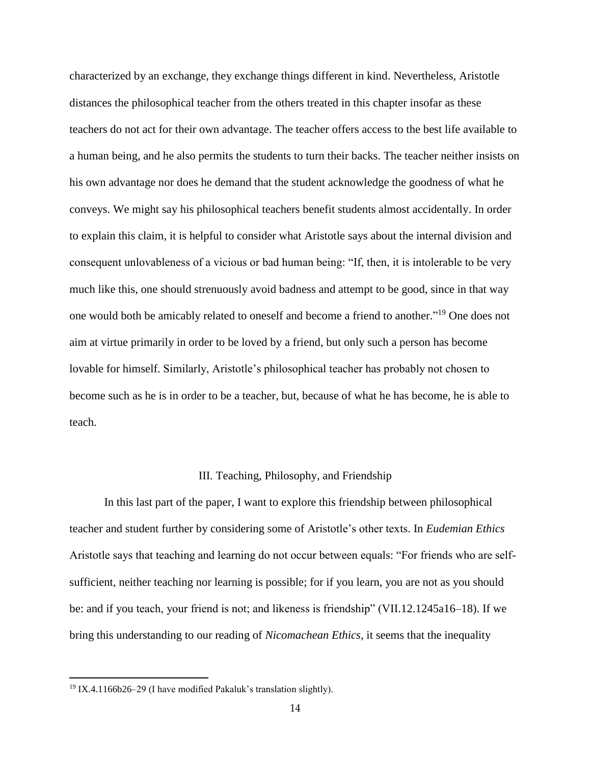characterized by an exchange, they exchange things different in kind. Nevertheless, Aristotle distances the philosophical teacher from the others treated in this chapter insofar as these teachers do not act for their own advantage. The teacher offers access to the best life available to a human being, and he also permits the students to turn their backs. The teacher neither insists on his own advantage nor does he demand that the student acknowledge the goodness of what he conveys. We might say his philosophical teachers benefit students almost accidentally. In order to explain this claim, it is helpful to consider what Aristotle says about the internal division and consequent unlovableness of a vicious or bad human being: "If, then, it is intolerable to be very much like this, one should strenuously avoid badness and attempt to be good, since in that way one would both be amicably related to oneself and become a friend to another."[19] One does not aim at virtue primarily in order to be loved by a friend, but only such a person has become lovable for himself. Similarly, Aristotle's philosophical teacher has probably not chosen to become such as he is in order to be a teacher, but, because of what he has become, he is able to teach.

## III. Teaching, Philosophy, and Friendship

In this last part of the paper, I want to explore this friendship between philosophical teacher and student further by considering some of Aristotle's other texts. In *Eudemian Ethics* Aristotle says that teaching and learning do not occur between equals: "For friends who are self-sufficient, neither teaching nor learning is possible; for if you learn, you are not as you should be: and if you teach, your friend is not; and likeness is friendship" (VII.12.1245a16–18). If we bring this understanding to our reading of *Nicomachean Ethics*, it seems that the inequality

[19] IX.4.1166b26–29 (I have modified Pakaluk's translation slightly).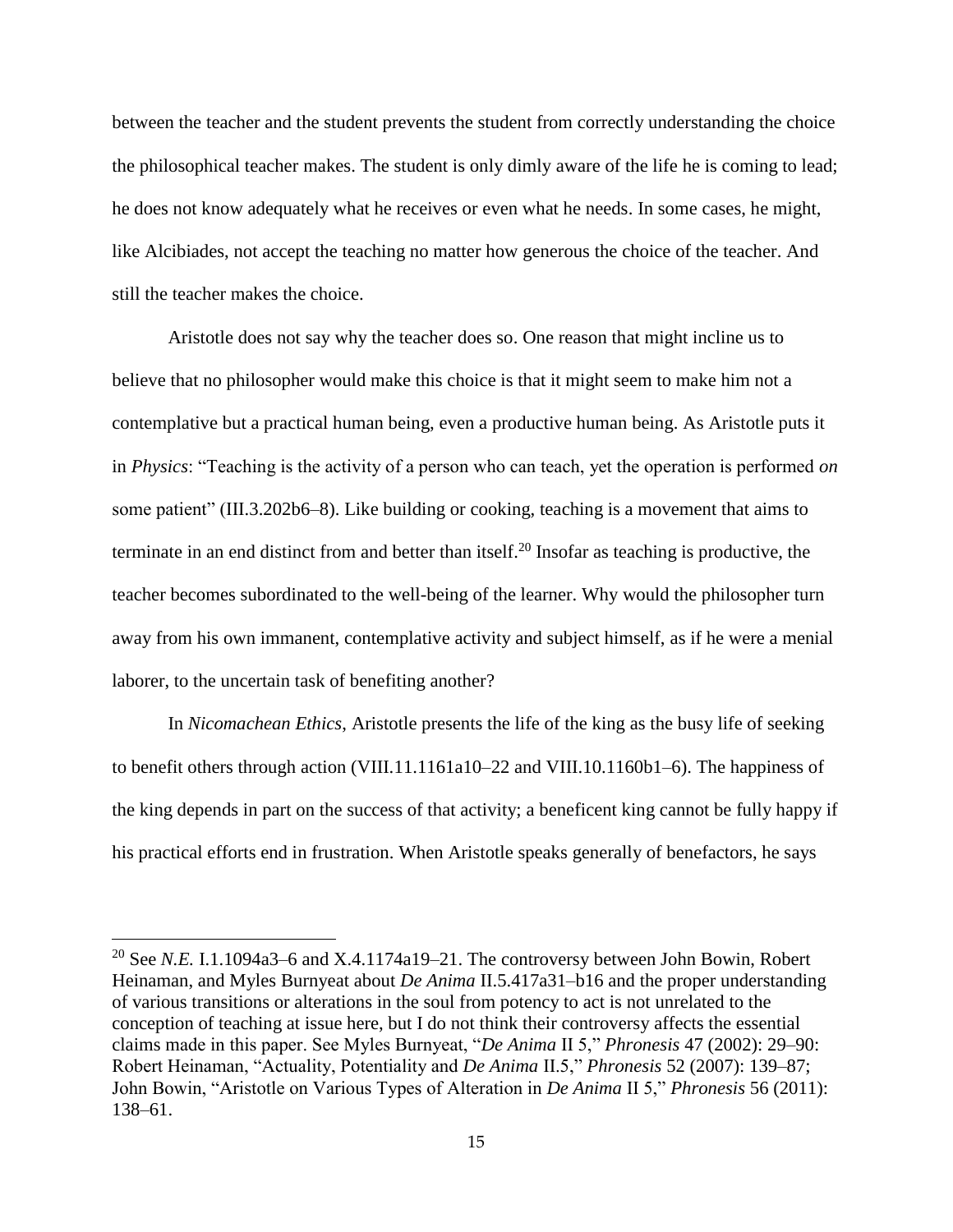between the teacher and the student prevents the student from correctly understanding the choice the philosophical teacher makes. The student is only dimly aware of the life he is coming to lead; he does not know adequately what he receives or even what he needs. In some cases, he might, like Alcibiades, not accept the teaching no matter how generous the choice of the teacher. And still the teacher makes the choice.

Aristotle does not say why the teacher does so. One reason that might incline us to believe that no philosopher would make this choice is that it might seem to make him not a contemplative but a practical human being, even a productive human being. As Aristotle puts it in *Physics*: "Teaching is the activity of a person who can teach, yet the operation is performed *on* some patient" (III.3.202b6–8). Like building or cooking, teaching is a movement that aims to terminate in an end distinct from and better than itself.[20] Insofar as teaching is productive, the teacher becomes subordinated to the well-being of the learner. Why would the philosopher turn away from his own immanent, contemplative activity and subject himself, as if he were a menial laborer, to the uncertain task of benefiting another?

In *Nicomachean Ethics*, Aristotle presents the life of the king as the busy life of seeking to benefit others through action (VIII.11.1161a10–22 and VIII.10.1160b1–6). The happiness of the king depends in part on the success of that activity; a beneficent king cannot be fully happy if his practical efforts end in frustration. When Aristotle speaks generally of benefactors, he says

[20] See *N.E.* I.1.1094a3–6 and X.4.1174a19–21. The controversy between John Bowin, Robert Heinaman, and Myles Burnyeat about *De Anima* II.5.417a31–b16 and the proper understanding of various transitions or alterations in the soul from potency to act is not unrelated to the conception of teaching at issue here, but I do not think their controversy affects the essential claims made in this paper. See Myles Burnyeat, "*De Anima* II 5," *Phronesis* 47 (2002): 29–90: Robert Heinaman, "Actuality, Potentiality and *De Anima* II.5," *Phronesis* 52 (2007): 139–87; John Bowin, "Aristotle on Various Types of Alteration in *De Anima* II 5," *Phronesis* 56 (2011): 138–61.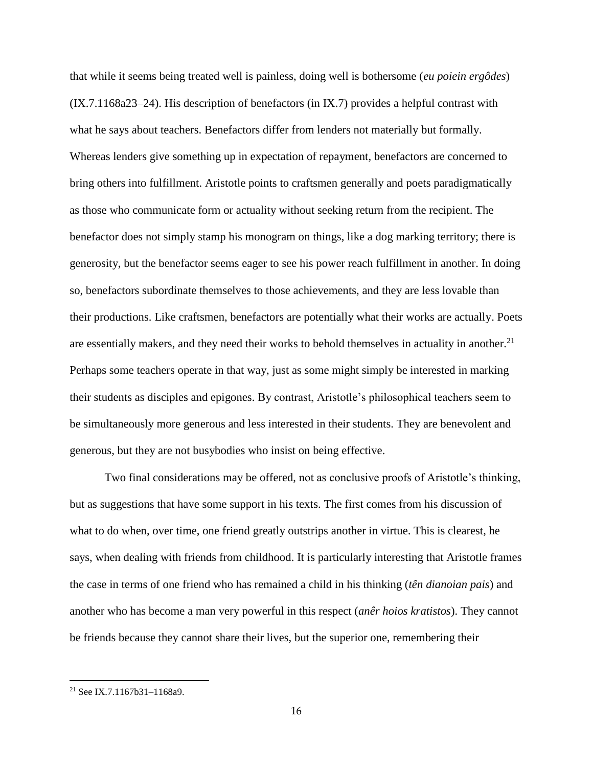that while it seems being treated well is painless, doing well is bothersome (*eu poiein ergôdes*) (IX.7.1168a23–24). His description of benefactors (in IX.7) provides a helpful contrast with what he says about teachers. Benefactors differ from lenders not materially but formally. Whereas lenders give something up in expectation of repayment, benefactors are concerned to bring others into fulfillment. Aristotle points to craftsmen generally and poets paradigmatically as those who communicate form or actuality without seeking return from the recipient. The benefactor does not simply stamp his monogram on things, like a dog marking territory; there is generosity, but the benefactor seems eager to see his power reach fulfillment in another. In doing so, benefactors subordinate themselves to those achievements, and they are less lovable than their productions. Like craftsmen, benefactors are potentially what their works are actually. Poets are essentially makers, and they need their works to behold themselves in actuality in another.[21] Perhaps some teachers operate in that way, just as some might simply be interested in marking their students as disciples and epigones. By contrast, Aristotle's philosophical teachers seem to be simultaneously more generous and less interested in their students. They are benevolent and generous, but they are not busybodies who insist on being effective.

Two final considerations may be offered, not as conclusive proofs of Aristotle's thinking, but as suggestions that have some support in his texts. The first comes from his discussion of what to do when, over time, one friend greatly outstrips another in virtue. This is clearest, he says, when dealing with friends from childhood. It is particularly interesting that Aristotle frames the case in terms of one friend who has remained a child in his thinking (*tên dianoian pais*) and another who has become a man very powerful in this respect (*anêr hoios kratistos*). They cannot be friends because they cannot share their lives, but the superior one, remembering their

---

[21] See IX.7.1167b31–1168a9.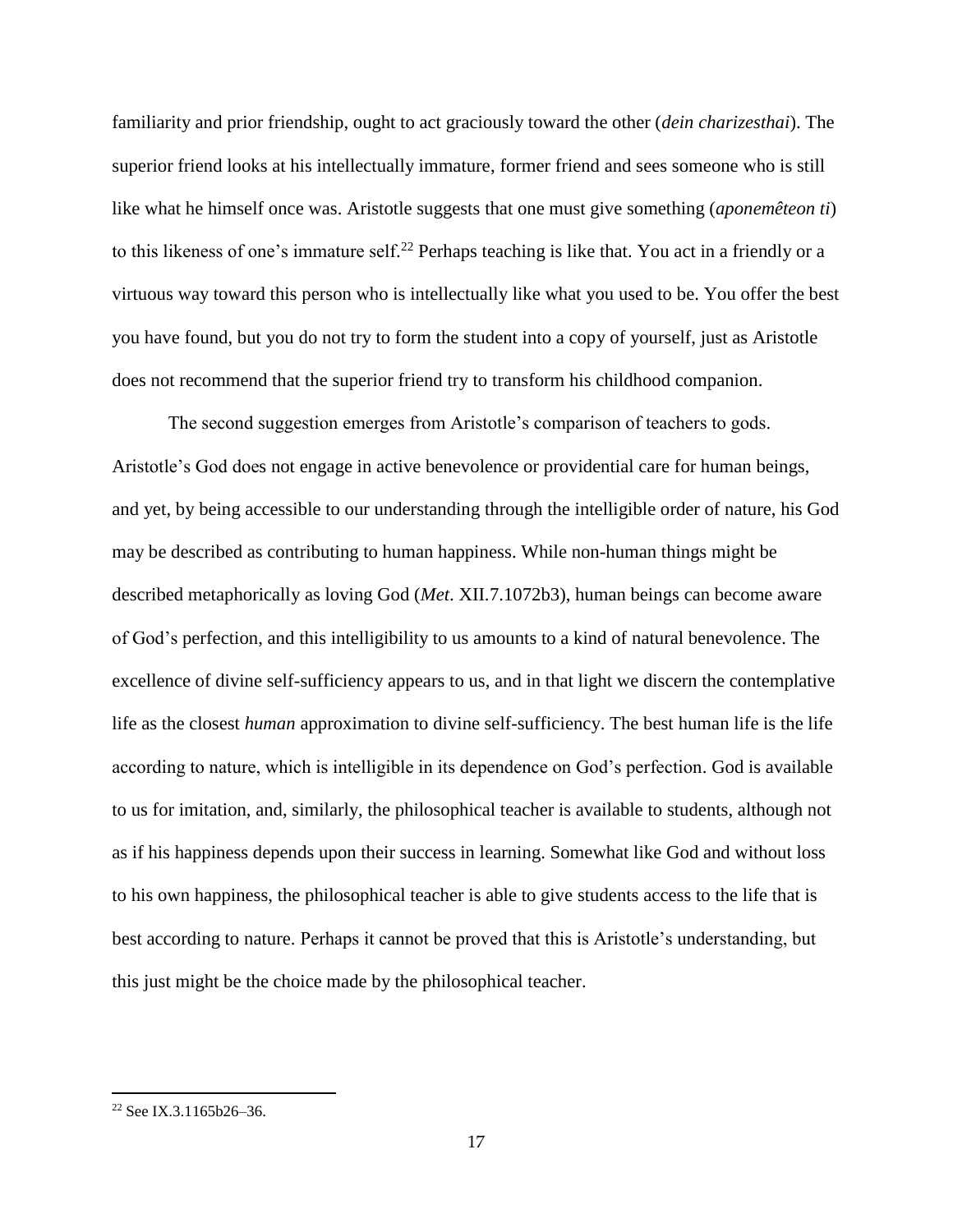familiarity and prior friendship, ought to act graciously toward the other (*dein charizesthai*). The superior friend looks at his intellectually immature, former friend and sees someone who is still like what he himself once was. Aristotle suggests that one must give something (*aponemêteon ti*) to this likeness of one's immature self.[22] Perhaps teaching is like that. You act in a friendly or a virtuous way toward this person who is intellectually like what you used to be. You offer the best you have found, but you do not try to form the student into a copy of yourself, just as Aristotle does not recommend that the superior friend try to transform his childhood companion.

The second suggestion emerges from Aristotle's comparison of teachers to gods. Aristotle's God does not engage in active benevolence or providential care for human beings, and yet, by being accessible to our understanding through the intelligible order of nature, his God may be described as contributing to human happiness. While non-human things might be described metaphorically as loving God (*Met.* XII.7.1072b3), human beings can become aware of God's perfection, and this intelligibility to us amounts to a kind of natural benevolence. The excellence of divine self-sufficiency appears to us, and in that light we discern the contemplative life as the closest *human* approximation to divine self-sufficiency. The best human life is the life according to nature, which is intelligible in its dependence on God's perfection. God is available to us for imitation, and, similarly, the philosophical teacher is available to students, although not as if his happiness depends upon their success in learning. Somewhat like God and without loss to his own happiness, the philosophical teacher is able to give students access to the life that is best according to nature. Perhaps it cannot be proved that this is Aristotle's understanding, but this just might be the choice made by the philosophical teacher.

[22] See IX.3.1165b26–36.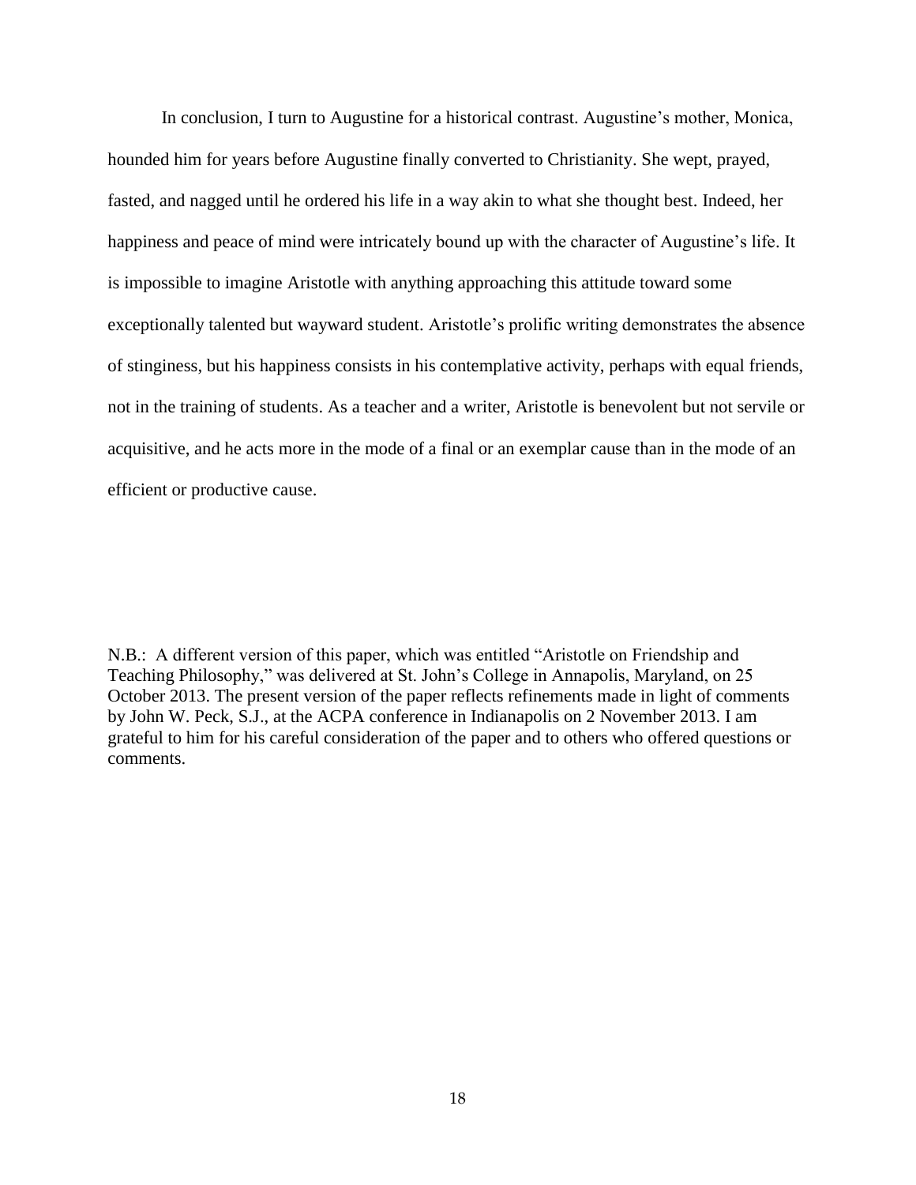In conclusion, I turn to Augustine for a historical contrast. Augustine's mother, Monica, hounded him for years before Augustine finally converted to Christianity. She wept, prayed, fasted, and nagged until he ordered his life in a way akin to what she thought best. Indeed, her happiness and peace of mind were intricately bound up with the character of Augustine's life. It is impossible to imagine Aristotle with anything approaching this attitude toward some exceptionally talented but wayward student. Aristotle's prolific writing demonstrates the absence of stinginess, but his happiness consists in his contemplative activity, perhaps with equal friends, not in the training of students. As a teacher and a writer, Aristotle is benevolent but not servile or acquisitive, and he acts more in the mode of a final or an exemplar cause than in the mode of an efficient or productive cause.

N.B.: A different version of this paper, which was entitled "Aristotle on Friendship and Teaching Philosophy," was delivered at St. John's College in Annapolis, Maryland, on 25 October 2013. The present version of the paper reflects refinements made in light of comments by John W. Peck, S.J., at the ACPA conference in Indianapolis on 2 November 2013. I am grateful to him for his careful consideration of the paper and to others who offered questions or comments.